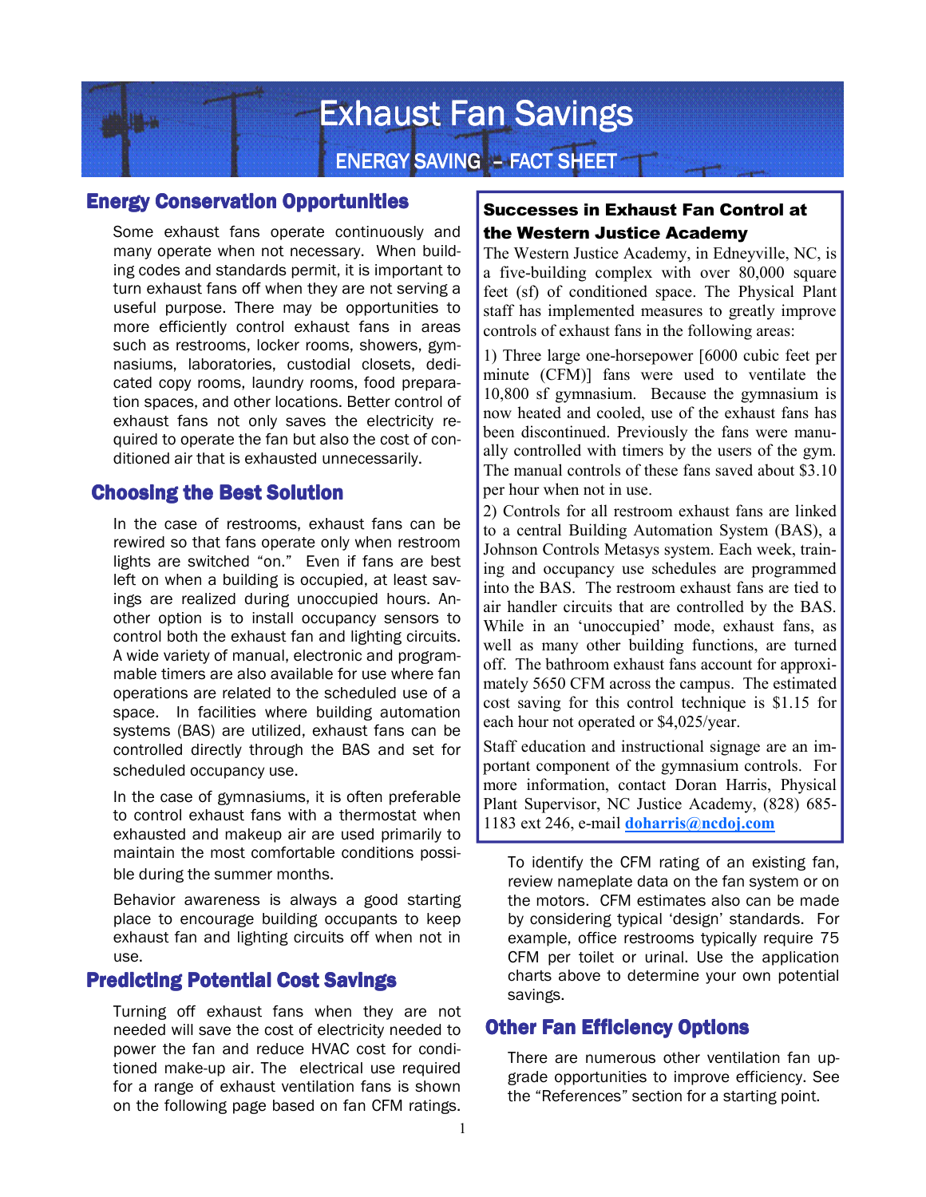# Exhaust Fan Savings

## ENERGY SAVING – FACT SHEET

## Energy Conservation Opportunities

Some exhaust fans operate continuously and many operate when not necessary. When building codes and standards permit, it is important to turn exhaust fans off when they are not serving a useful purpose. There may be opportunities to more efficiently control exhaust fans in areas such as restrooms, locker rooms, showers, gymnasiums, laboratories, custodial closets, dedicated copy rooms, laundry rooms, food preparation spaces, and other locations. Better control of exhaust fans not only saves the electricity required to operate the fan but also the cost of conditioned air that is exhausted unnecessarily.

## Choosing the Best Solution

In the case of restrooms, exhaust fans can be rewired so that fans operate only when restroom lights are switched "on." Even if fans are best left on when a building is occupied, at least savings are realized during unoccupied hours. Another option is to install occupancy sensors to control both the exhaust fan and lighting circuits. A wide variety of manual, electronic and programmable timers are also available for use where fan operations are related to the scheduled use of a space. In facilities where building automation systems (BAS) are utilized, exhaust fans can be controlled directly through the BAS and set for scheduled occupancy use.

In the case of gymnasiums, it is often preferable to control exhaust fans with a thermostat when exhausted and makeup air are used primarily to maintain the most comfortable conditions possible during the summer months.

Behavior awareness is always a good starting place to encourage building occupants to keep exhaust fan and lighting circuits off when not in use.

## Predicting Potential Cost Savings

Turning off exhaust fans when they are not needed will save the cost of electricity needed to power the fan and reduce HVAC cost for conditioned make-up air. The electrical use required for a range of exhaust ventilation fans is shown on the following page based on fan CFM ratings.

### Successes in Exhaust Fan Control at the Western Justice Academy

The Western Justice Academy, in Edneyville, NC, is a five-building complex with over 80,000 square feet (sf) of conditioned space. The Physical Plant staff has implemented measures to greatly improve controls of exhaust fans in the following areas:

1) Three large one-horsepower [6000 cubic feet per minute (CFM)] fans were used to ventilate the 10,800 sf gymnasium. Because the gymnasium is now heated and cooled, use of the exhaust fans has been discontinued. Previously the fans were manually controlled with timers by the users of the gym. The manual controls of these fans saved about $3.10 per hour when not in use.

2) Controls for all restroom exhaust fans are linked to a central Building Automation System (BAS), a Johnson Controls Metasys system. Each week, training and occupancy use schedules are programmed into the BAS. The restroom exhaust fans are tied to air handler circuits that are controlled by the BAS. While in an 'unoccupied' mode, exhaust fans, as well as many other building functions, are turned off. The bathroom exhaust fans account for approximately 5650 CFM across the campus. The estimated cost saving for this control technique is $1.15 for each hour not operated or $4,025/year.

Staff education and instructional signage are an important component of the gymnasium controls. For more information, contact Doran Harris, Physical Plant Supervisor, NC Justice Academy, (828) 685-1183 ext 246, e-mail [doharris@ncdoj.com](mailto:doharris@ncdoj.com)

To identify the CFM rating of an existing fan, review nameplate data on the fan system or on the motors. CFM estimates also can be made by considering typical 'design' standards. For example, office restrooms typically require 75 CFM per toilet or urinal. Use the application charts above to determine your own potential savings.

## Other Fan Efficiency Options

There are numerous other ventilation fan upgrade opportunities to improve efficiency. See the "References" section for a starting point.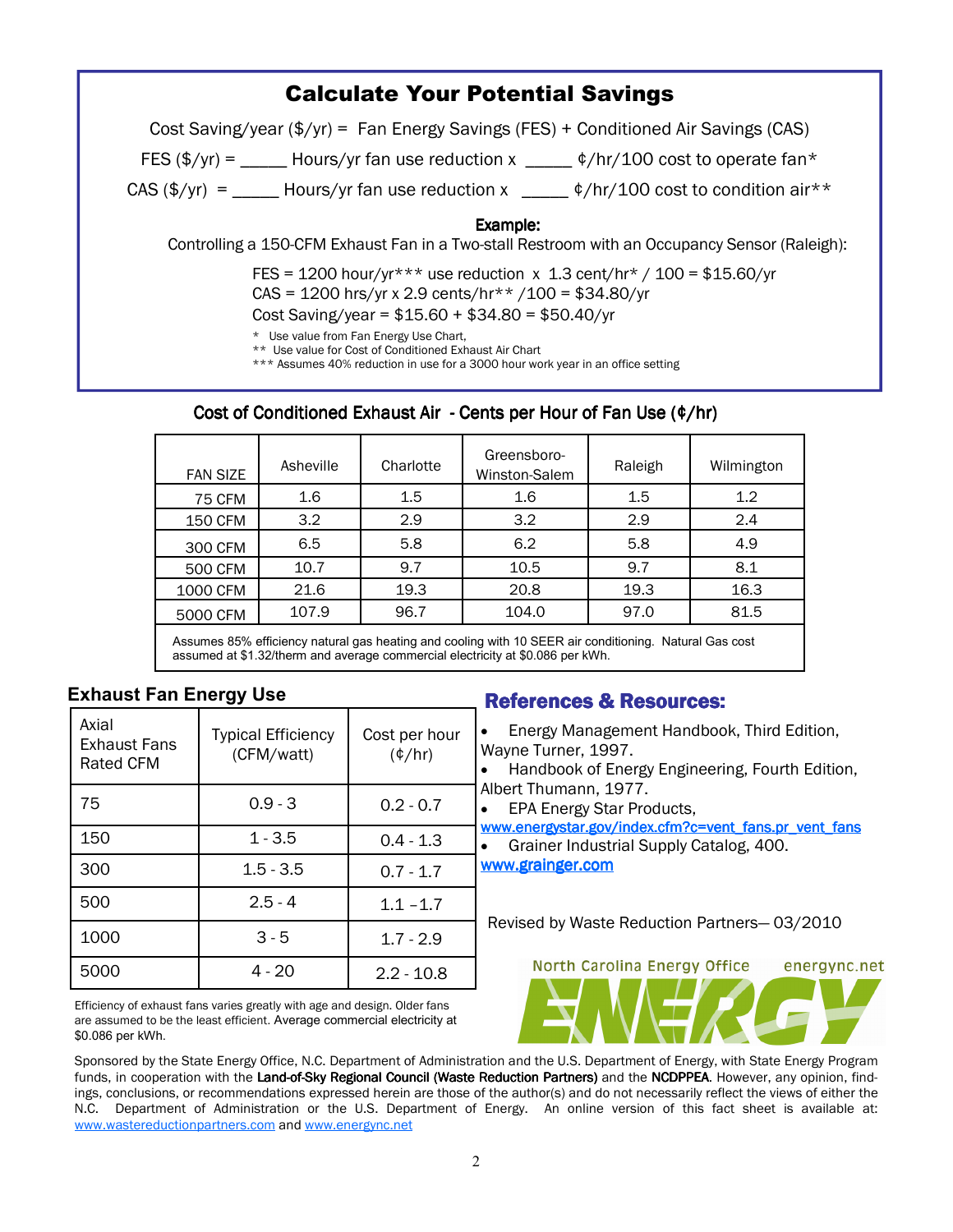## Calculate Your Potential Savings

Cost Saving/year ($/yr) = Fan Energy Savings (FES) + Conditioned Air Savings (CAS)

FES ($/yr) = _____ Hours/yr fan use reduction x _____ ¢/hr/100 cost to operate fan*

CAS ($/yr) = _____ Hours/yr fan use reduction x _____ ¢/hr/100 cost to condition air**

**Example:**

Controlling a 150-CFM Exhaust Fan in a Two-stall Restroom with an Occupancy Sensor (Raleigh):

FES = 1200 hour/yr*** use reduction x 1.3 cent/hr* / 100 = $15.60/yr
CAS = 1200 hrs/yr x 2.9 cents/hr** /100 = $34.80/yr
Cost Saving/year = $15.60 + $34.80 = $50.40/yr

\* Use value from Fan Energy Use Chart,
\*\* Use value for Cost of Conditioned Exhaust Air Chart
\*\*\* Assumes 40% reduction in use for a 3000 hour work year in an office setting

### Cost of Conditioned Exhaust Air - Cents per Hour of Fan Use (¢/hr)

| FAN SIZE | Asheville | Charlotte | Greensboro-Winston-Salem | Raleigh | Wilmington |
|---|---|---|---|---|---|
| 75 CFM | 1.6 | 1.5 | 1.6 | 1.5 | 1.2 |
| 150 CFM | 3.2 | 2.9 | 3.2 | 2.9 | 2.4 |
| 300 CFM | 6.5 | 5.8 | 6.2 | 5.8 | 4.9 |
| 500 CFM | 10.7 | 9.7 | 10.5 | 9.7 | 8.1 |
| 1000 CFM | 21.6 | 19.3 | 20.8 | 19.3 | 16.3 |
| 5000 CFM | 107.9 | 96.7 | 104.0 | 97.0 | 81.5 |

Assumes 85% efficiency natural gas heating and cooling with 10 SEER air conditioning. Natural Gas cost assumed at $1.32/therm and average commercial electricity at $0.086 per kWh.

### Exhaust Fan Energy Use

| Axial Exhaust Fans Rated CFM | Typical Efficiency (CFM/watt) | Cost per hour (¢/hr) |
|---|---|---|
| 75 | 0.9 - 3 | 0.2 - 0.7 |
| 150 | 1 - 3.5 | 0.4 - 1.3 |
| 300 | 1.5 - 3.5 | 0.7 - 1.7 |
| 500 | 2.5 - 4 | 1.1 –1.7 |
| 1000 | 3 - 5 | 1.7 - 2.9 |
| 5000 | 4 - 20 | 2.2 - 10.8 |

Efficiency of exhaust fans varies greatly with age and design. Older fans are assumed to be the least efficient. Average commercial electricity at $0.086 per kWh.

### References & Resources:

- Energy Management Handbook, Third Edition, Wayne Turner, 1997.
- Handbook of Energy Engineering, Fourth Edition, Albert Thumann, 1977.
- EPA Energy Star Products, www.energystar.gov/index.cfm?c=vent_fans.pr_vent_fans
- Grainer Industrial Supply Catalog, 400. www.grainger.com

Revised by Waste Reduction Partners— 03/2010

North Carolina Energy Office energync.net

ENERGY

Sponsored by the State Energy Office, N.C. Department of Administration and the U.S. Department of Energy, with State Energy Program funds, in cooperation with the Land-of-Sky Regional Council (Waste Reduction Partners) and the NCDPPEA. However, any opinion, findings, conclusions, or recommendations expressed herein are those of the author(s) and do not necessarily reflect the views of either the N.C. Department of Administration or the U.S. Department of Energy. An online version of this fact sheet is available at: www.wastereductionpartners.com and www.energync.net